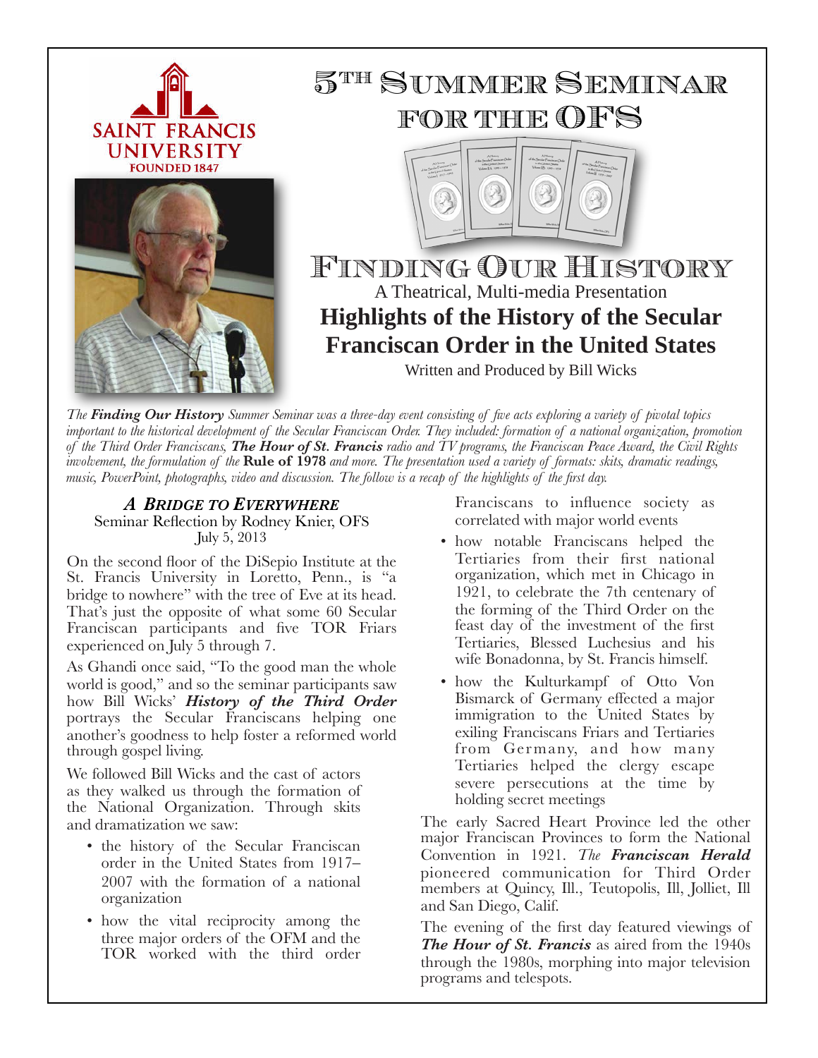SAINT FRANCIS UNIVERSITY
FOUNDED 1847

# 5TH SUMMER SEMINAR FOR THE OFS

# FINDING OUR HISTORY

A Theatrical, Multi-media Presentation

## Highlights of the History of the Secular Franciscan Order in the United States

Written and Produced by Bill Wicks

*The **Finding Our History** Summer Seminar was a three-day event consisting of five acts exploring a variety of pivotal topics important to the historical development of the Secular Franciscan Order. They included: formation of a national organization, promotion of the Third Order Franciscans, **The Hour of St. Francis** radio and TV programs, the Franciscan Peace Award, the Civil Rights involvement, the formulation of the* **Rule of 1978** *and more. The presentation used a variety of formats: skits, dramatic readings, music, PowerPoint, photographs, video and discussion. The follow is a recap of the highlights of the first day.*

### *A BRIDGE TO EVERYWHERE*

Seminar Reflection by Rodney Knier, OFS
July 5, 2013

On the second floor of the DiSepio Institute at the St. Francis University in Loretto, Penn., is "a bridge to nowhere" with the tree of Eve at its head. That's just the opposite of what some 60 Secular Franciscan participants and five TOR Friars experienced on July 5 through 7.

As Ghandi once said, "To the good man the whole world is good," and so the seminar participants saw how Bill Wicks' ***History of the Third Order*** portrays the Secular Franciscans helping one another's goodness to help foster a reformed world through gospel living.

We followed Bill Wicks and the cast of actors as they walked us through the formation of the National Organization. Through skits and dramatization we saw:

- the history of the Secular Franciscan order in the United States from 1917–2007 with the formation of a national organization
- how the vital reciprocity among the three major orders of the OFM and the TOR worked with the third order Franciscans to influence society as correlated with major world events
- how notable Franciscans helped the Tertiaries from their first national organization, which met in Chicago in 1921, to celebrate the 7th centenary of the forming of the Third Order on the feast day of the investment of the first Tertiaries, Blessed Luchesius and his wife Bonadonna, by St. Francis himself.
- how the Kulturkampf of Otto Von Bismarck of Germany effected a major immigration to the United States by exiling Franciscans Friars and Tertiaries from Germany, and how many Tertiaries helped the clergy escape severe persecutions at the time by holding secret meetings

The early Sacred Heart Province led the other major Franciscan Provinces to form the National Convention in 1921. *The **Franciscan Herald*** pioneered communication for Third Order members at Quincy, Ill., Teutopolis, Ill, Jolliet, Ill and San Diego, Calif.

The evening of the first day featured viewings of ***The Hour of St. Francis*** as aired from the 1940s through the 1980s, morphing into major television programs and telespots.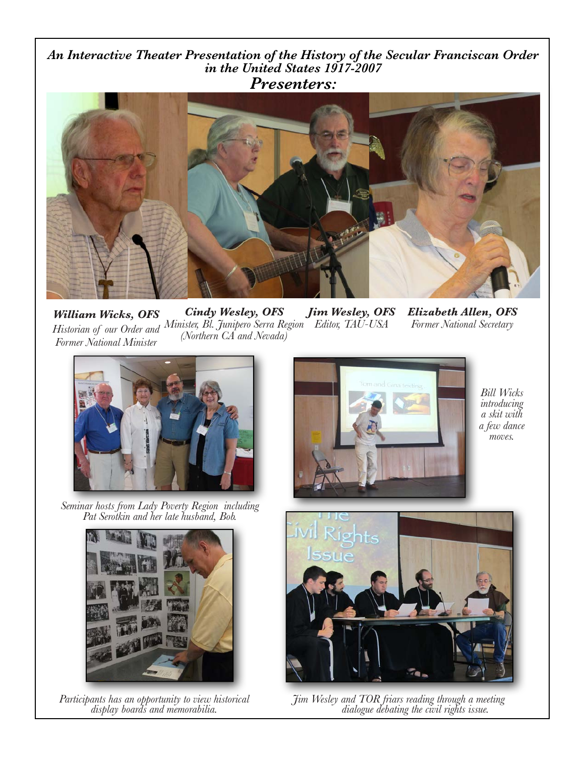***An Interactive Theater Presentation of the History of the Secular Franciscan Order in the United States 1917-2007***

## ***Presenters:***

***William Wicks, OFS***
*Historian of our Order and Former National Minister*

***Cindy Wesley, OFS***
*Minister, Bl. Junipero Serra Region (Northern CA and Nevada)*

***Jim Wesley, OFS***
*Editor, TAU-USA*

***Elizabeth Allen, OFS***
*Former National Secretary*

*Seminar hosts from Lady Poverty Region including Pat Serotkin and her late husband, Bob.*

*Bill Wicks introducing a skit with a few dance moves.*

*Participants has an opportunity to view historical display boards and memorabilia.*

*Jim Wesley and TOR friars reading through a meeting dialogue debating the civil rights issue.*